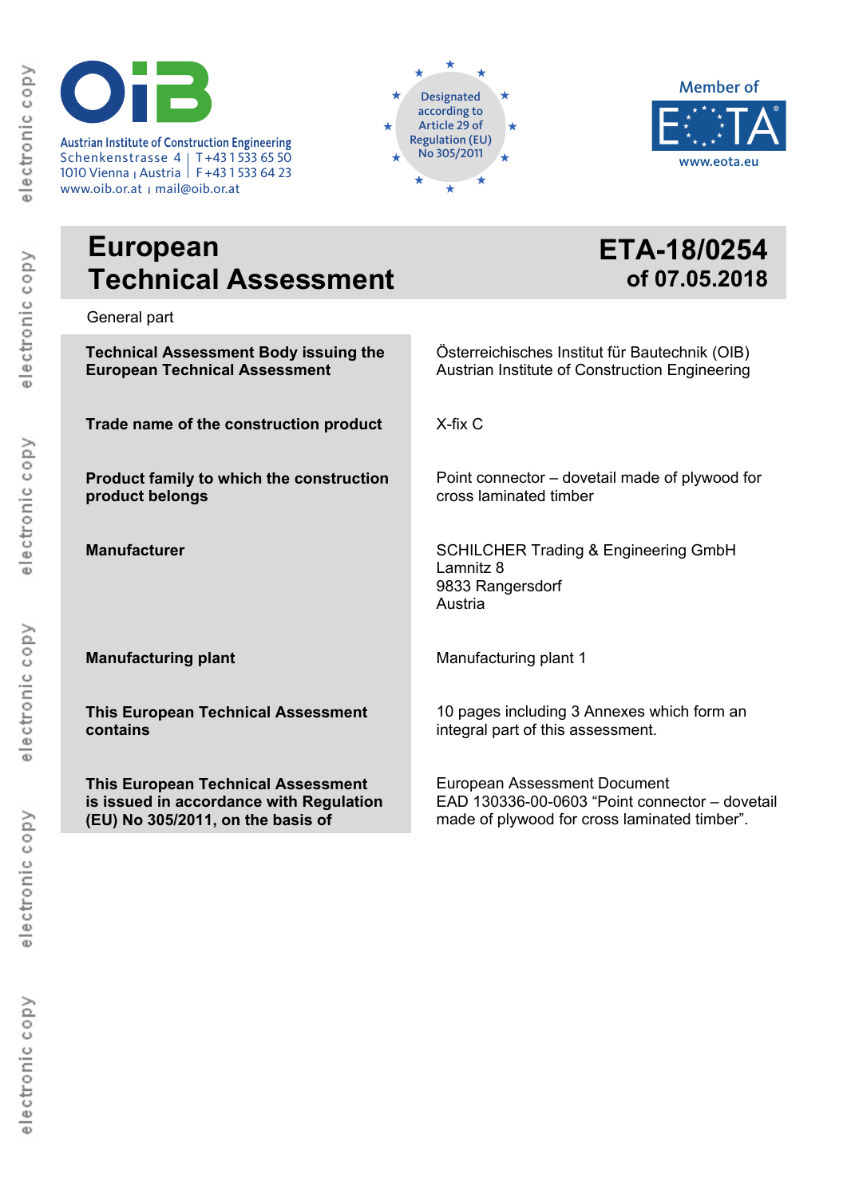Austrian Institute of Construction Engineering
Schenkenstrasse 4 | T +43 1 533 65 50
1010 Vienna | Austria | F +43 1 533 64 23
www.oib.or.at | mail@oib.or.at

Designated according to Article 29 of Regulation (EU) No 305/2011

Member of EOTA
www.eota.eu

# European Technical Assessment

## ETA-18/0254 of 07.05.2018

General part

| | |
|---|---|
| **Technical Assessment Body issuing the European Technical Assessment** | Österreichisches Institut für Bautechnik (OIB)<br>Austrian Institute of Construction Engineering |
| **Trade name of the construction product** | X-fix C |
| **Product family to which the construction product belongs** | Point connector – dovetail made of plywood for cross laminated timber |
| **Manufacturer** | SCHILCHER Trading & Engineering GmbH<br>Lamnitz 8<br>9833 Rangersdorf<br>Austria |
| **Manufacturing plant** | Manufacturing plant 1 |
| **This European Technical Assessment contains** | 10 pages including 3 Annexes which form an integral part of this assessment. |
| **This European Technical Assessment is issued in accordance with Regulation (EU) No 305/2011, on the basis of** | European Assessment Document<br>EAD 130336-00-0603 "Point connector – dovetail made of plywood for cross laminated timber". |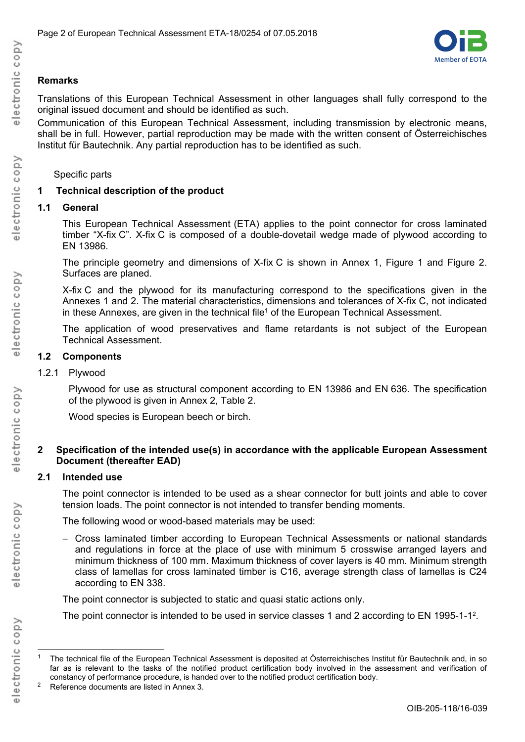## Remarks

Translations of this European Technical Assessment in other languages shall fully correspond to the original issued document and should be identified as such.

Communication of this European Technical Assessment, including transmission by electronic means, shall be in full. However, partial reproduction may be made with the written consent of Österreichisches Institut für Bautechnik. Any partial reproduction has to be identified as such.

Specific parts

## 1 Technical description of the product

### 1.1 General

This European Technical Assessment (ETA) applies to the point connector for cross laminated timber "X-fix C". X-fix C is composed of a double-dovetail wedge made of plywood according to EN 13986.

The principle geometry and dimensions of X-fix C is shown in Annex 1, Figure 1 and Figure 2. Surfaces are planed.

X-fix C and the plywood for its manufacturing correspond to the specifications given in the Annexes 1 and 2. The material characteristics, dimensions and tolerances of X-fix C, not indicated in these Annexes, are given in the technical file[1] of the European Technical Assessment.

The application of wood preservatives and flame retardants is not subject of the European Technical Assessment.

### 1.2 Components

#### 1.2.1 Plywood

Plywood for use as structural component according to EN 13986 and EN 636. The specification of the plywood is given in Annex 2, Table 2.

Wood species is European beech or birch.

## 2 Specification of the intended use(s) in accordance with the applicable European Assessment Document (thereafter EAD)

### 2.1 Intended use

The point connector is intended to be used as a shear connector for butt joints and able to cover tension loads. The point connector is not intended to transfer bending moments.

The following wood or wood-based materials may be used:

- Cross laminated timber according to European Technical Assessments or national standards and regulations in force at the place of use with minimum 5 crosswise arranged layers and minimum thickness of 100 mm. Maximum thickness of cover layers is 40 mm. Minimum strength class of lamellas for cross laminated timber is C16, average strength class of lamellas is C24 according to EN 338.

The point connector is subjected to static and quasi static actions only.

The point connector is intended to be used in service classes 1 and 2 according to EN 1995-1-1[2].

---

[1] The technical file of the European Technical Assessment is deposited at Österreichisches Institut für Bautechnik and, in so far as is relevant to the tasks of the notified product certification body involved in the assessment and verification of constancy of performance procedure, is handed over to the notified product certification body.

[2] Reference documents are listed in Annex 3.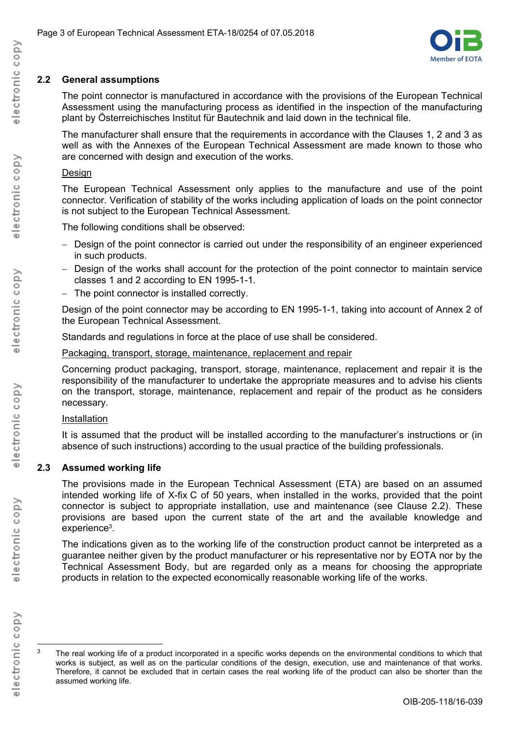## 2.2 General assumptions

The point connector is manufactured in accordance with the provisions of the European Technical Assessment using the manufacturing process as identified in the inspection of the manufacturing plant by Österreichisches Institut für Bautechnik and laid down in the technical file.

The manufacturer shall ensure that the requirements in accordance with the Clauses 1, 2 and 3 as well as with the Annexes of the European Technical Assessment are made known to those who are concerned with design and execution of the works.

Design

The European Technical Assessment only applies to the manufacture and use of the point connector. Verification of stability of the works including application of loads on the point connector is not subject to the European Technical Assessment.

The following conditions shall be observed:

- Design of the point connector is carried out under the responsibility of an engineer experienced in such products.
- Design of the works shall account for the protection of the point connector to maintain service classes 1 and 2 according to EN 1995-1-1.
- The point connector is installed correctly.

Design of the point connector may be according to EN 1995-1-1, taking into account of Annex 2 of the European Technical Assessment.

Standards and regulations in force at the place of use shall be considered.

Packaging, transport, storage, maintenance, replacement and repair

Concerning product packaging, transport, storage, maintenance, replacement and repair it is the responsibility of the manufacturer to undertake the appropriate measures and to advise his clients on the transport, storage, maintenance, replacement and repair of the product as he considers necessary.

Installation

It is assumed that the product will be installed according to the manufacturer's instructions or (in absence of such instructions) according to the usual practice of the building professionals.

## 2.3 Assumed working life

The provisions made in the European Technical Assessment (ETA) are based on an assumed intended working life of X-fix C of 50 years, when installed in the works, provided that the point connector is subject to appropriate installation, use and maintenance (see Clause 2.2). These provisions are based upon the current state of the art and the available knowledge and experience[3].

The indications given as to the working life of the construction product cannot be interpreted as a guarantee neither given by the product manufacturer or his representative nor by EOTA nor by the Technical Assessment Body, but are regarded only as a means for choosing the appropriate products in relation to the expected economically reasonable working life of the works.

---

[3] The real working life of a product incorporated in a specific works depends on the environmental conditions to which that works is subject, as well as on the particular conditions of the design, execution, use and maintenance of that works. Therefore, it cannot be excluded that in certain cases the real working life of the product can also be shorter than the assumed working life.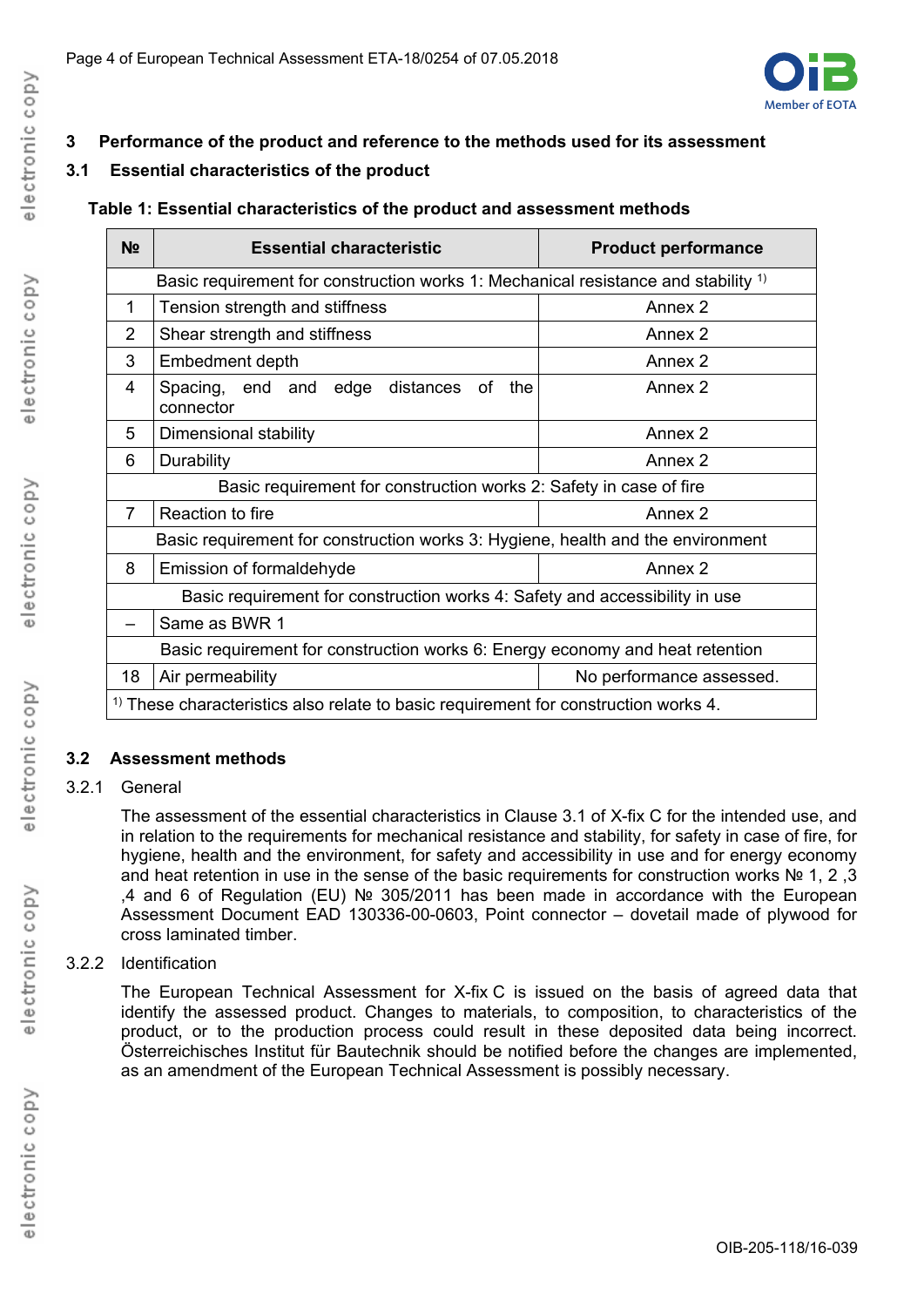## 3 Performance of the product and reference to the methods used for its assessment

### 3.1 Essential characteristics of the product

**Table 1: Essential characteristics of the product and assessment methods**

| № | Essential characteristic | Product performance |
|---|---|---|
| Basic requirement for construction works 1: Mechanical resistance and stability [1] | | |
| 1 | Tension strength and stiffness | Annex 2 |
| 2 | Shear strength and stiffness | Annex 2 |
| 3 | Embedment depth | Annex 2 |
| 4 | Spacing, end and edge distances of the connector | Annex 2 |
| 5 | Dimensional stability | Annex 2 |
| 6 | Durability | Annex 2 |
| Basic requirement for construction works 2: Safety in case of fire | | |
| 7 | Reaction to fire | Annex 2 |
| Basic requirement for construction works 3: Hygiene, health and the environment | | |
| 8 | Emission of formaldehyde | Annex 2 |
| Basic requirement for construction works 4: Safety and accessibility in use | | |
| – | Same as BWR 1 | |
| Basic requirement for construction works 6: Energy economy and heat retention | | |
| 18 | Air permeability | No performance assessed. |
| [1] These characteristics also relate to basic requirement for construction works 4. | | |

### 3.2 Assessment methods

#### 3.2.1 General

The assessment of the essential characteristics in Clause 3.1 of X-fix C for the intended use, and in relation to the requirements for mechanical resistance and stability, for safety in case of fire, for hygiene, health and the environment, for safety and accessibility in use and for energy economy and heat retention in use in the sense of the basic requirements for construction works № 1, 2 ,3 ,4 and 6 of Regulation (EU) № 305/2011 has been made in accordance with the European Assessment Document EAD 130336-00-0603, Point connector – dovetail made of plywood for cross laminated timber.

#### 3.2.2 Identification

The European Technical Assessment for X-fix C is issued on the basis of agreed data that identify the assessed product. Changes to materials, to composition, to characteristics of the product, or to the production process could result in these deposited data being incorrect. Österreichisches Institut für Bautechnik should be notified before the changes are implemented, as an amendment of the European Technical Assessment is possibly necessary.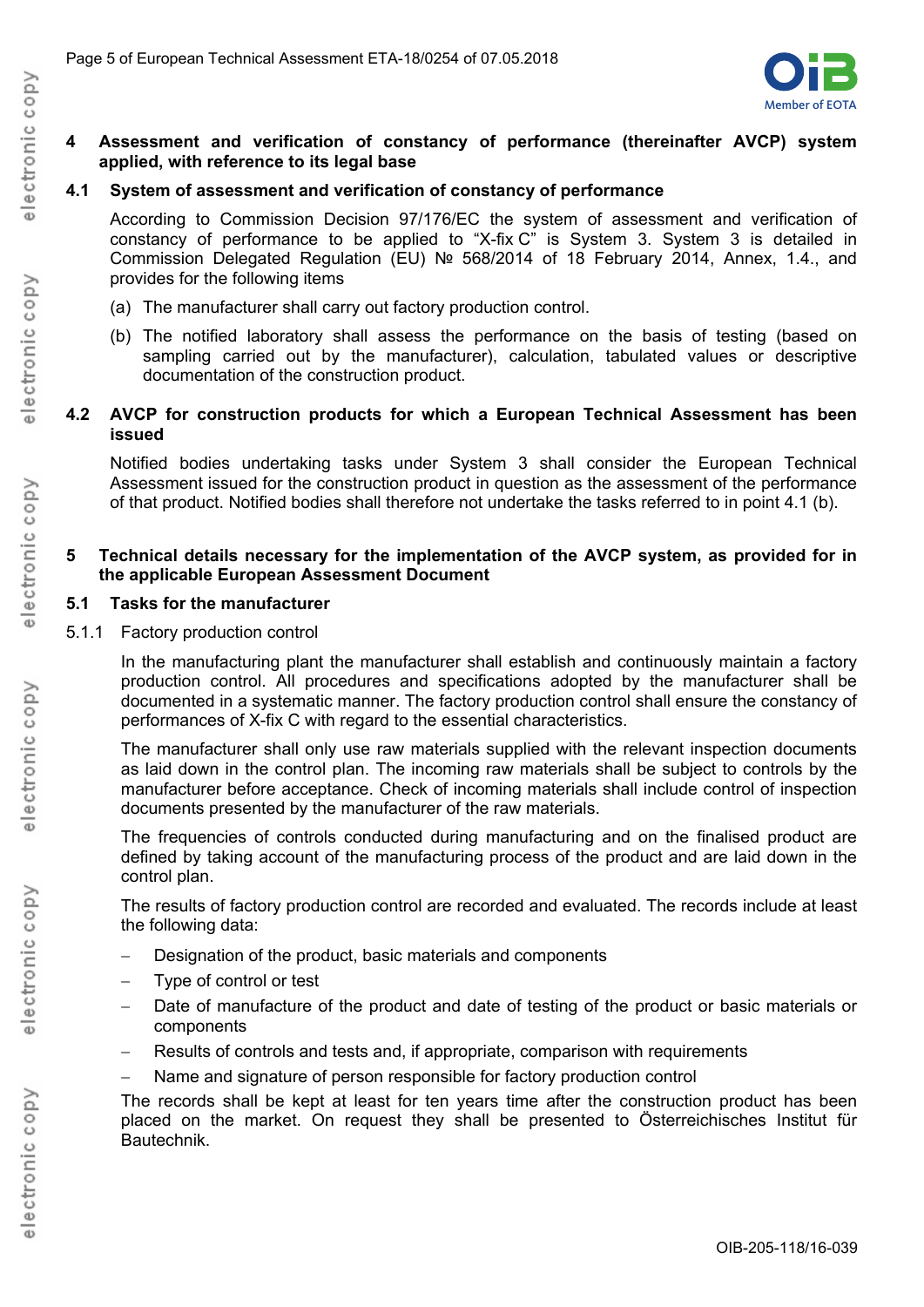## 4 Assessment and verification of constancy of performance (thereinafter AVCP) system applied, with reference to its legal base

### 4.1 System of assessment and verification of constancy of performance

According to Commission Decision 97/176/EC the system of assessment and verification of constancy of performance to be applied to "X-fix C" is System 3. System 3 is detailed in Commission Delegated Regulation (EU) № 568/2014 of 18 February 2014, Annex, 1.4., and provides for the following items

(a) The manufacturer shall carry out factory production control.

(b) The notified laboratory shall assess the performance on the basis of testing (based on sampling carried out by the manufacturer), calculation, tabulated values or descriptive documentation of the construction product.

### 4.2 AVCP for construction products for which a European Technical Assessment has been issued

Notified bodies undertaking tasks under System 3 shall consider the European Technical Assessment issued for the construction product in question as the assessment of the performance of that product. Notified bodies shall therefore not undertake the tasks referred to in point 4.1 (b).

## 5 Technical details necessary for the implementation of the AVCP system, as provided for in the applicable European Assessment Document

### 5.1 Tasks for the manufacturer

#### 5.1.1 Factory production control

In the manufacturing plant the manufacturer shall establish and continuously maintain a factory production control. All procedures and specifications adopted by the manufacturer shall be documented in a systematic manner. The factory production control shall ensure the constancy of performances of X-fix C with regard to the essential characteristics.

The manufacturer shall only use raw materials supplied with the relevant inspection documents as laid down in the control plan. The incoming raw materials shall be subject to controls by the manufacturer before acceptance. Check of incoming materials shall include control of inspection documents presented by the manufacturer of the raw materials.

The frequencies of controls conducted during manufacturing and on the finalised product are defined by taking account of the manufacturing process of the product and are laid down in the control plan.

The results of factory production control are recorded and evaluated. The records include at least the following data:

- Designation of the product, basic materials and components
- Type of control or test
- Date of manufacture of the product and date of testing of the product or basic materials or components
- Results of controls and tests and, if appropriate, comparison with requirements
- Name and signature of person responsible for factory production control

The records shall be kept at least for ten years time after the construction product has been placed on the market. On request they shall be presented to Österreichisches Institut für Bautechnik.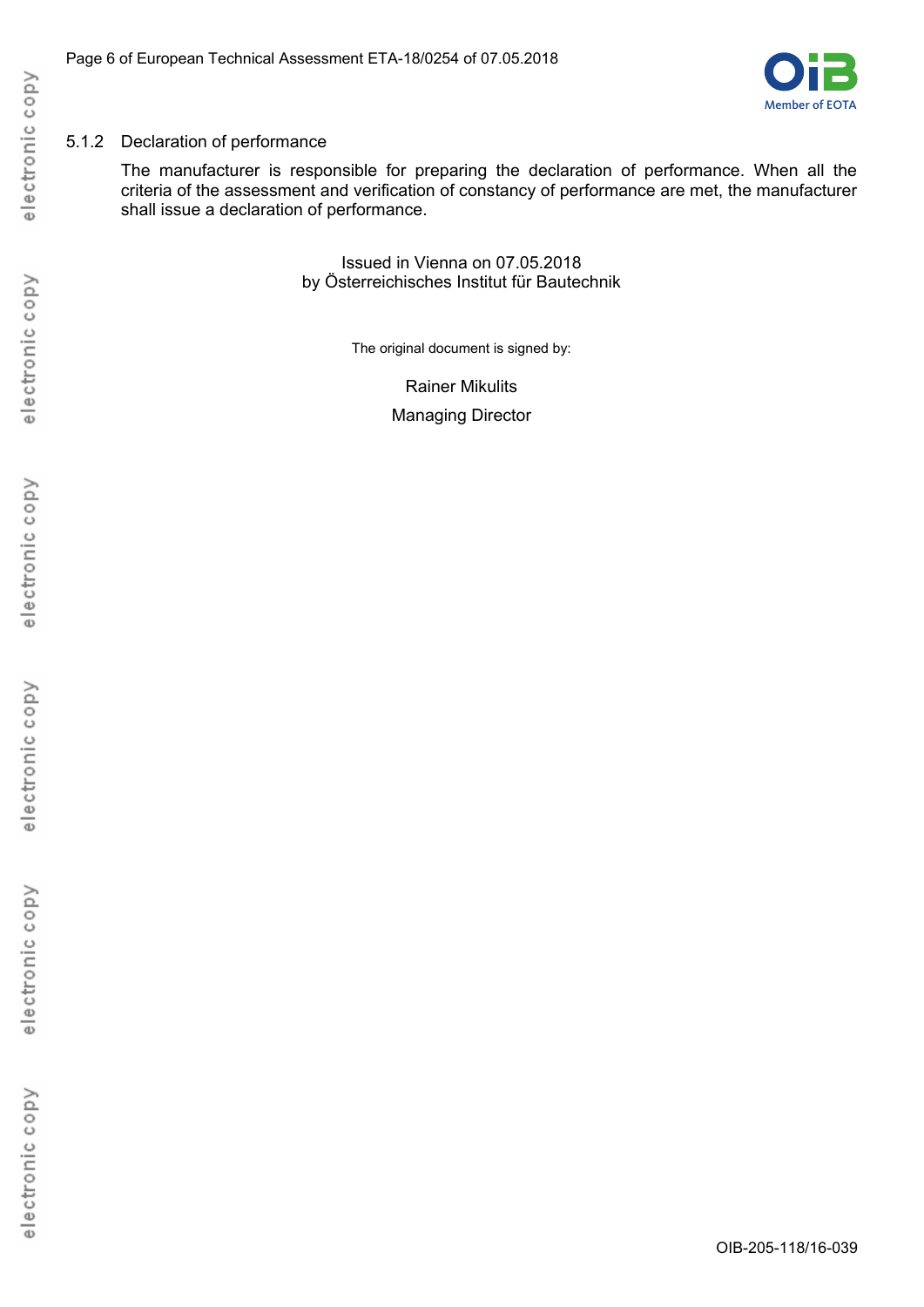### 5.1.2 Declaration of performance

The manufacturer is responsible for preparing the declaration of performance. When all the criteria of the assessment and verification of constancy of performance are met, the manufacturer shall issue a declaration of performance.

Issued in Vienna on 07.05.2018
by Österreichisches Institut für Bautechnik

The original document is signed by:

Rainer Mikulits

Managing Director

OIB-205-118/16-039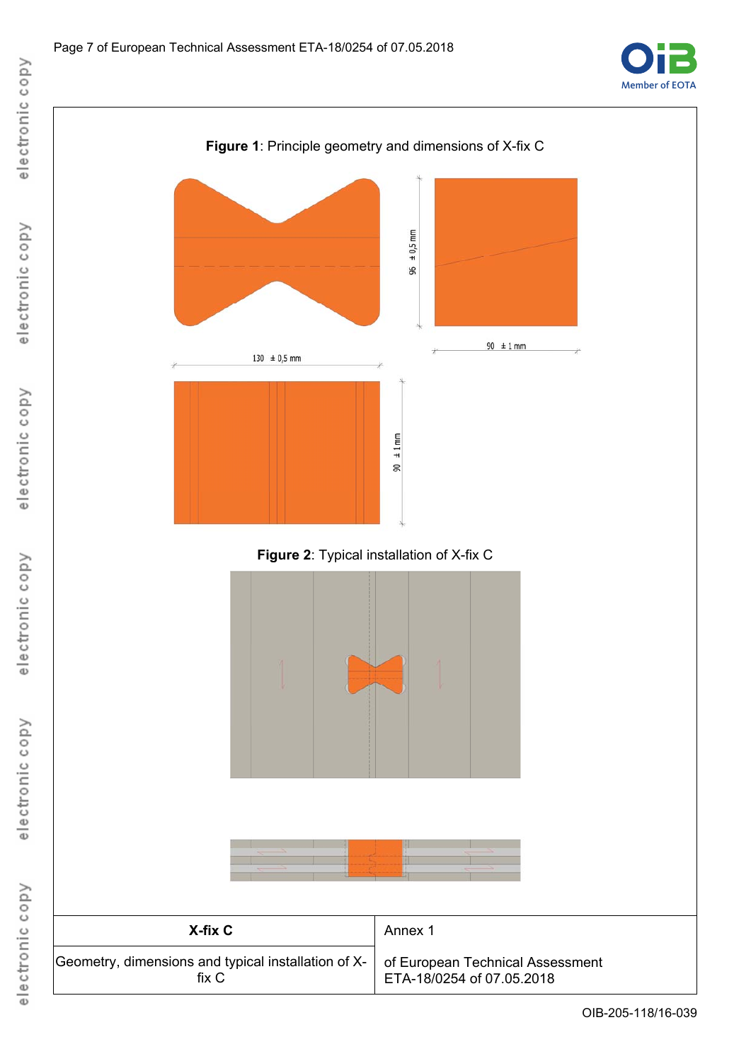**Figure 1**: Principle geometry and dimensions of X-fix C

96 ± 0,5 mm

90 ± 1 mm

130 ± 0,5 mm

90 ± 1 mm

**Figure 2**: Typical installation of X-fix C

| **X-fix C** | Annex 1 |
| --- | --- |
| Geometry, dimensions and typical installation of X-fix C | of European Technical Assessment ETA-18/0254 of 07.05.2018 |

OIB-205-118/16-039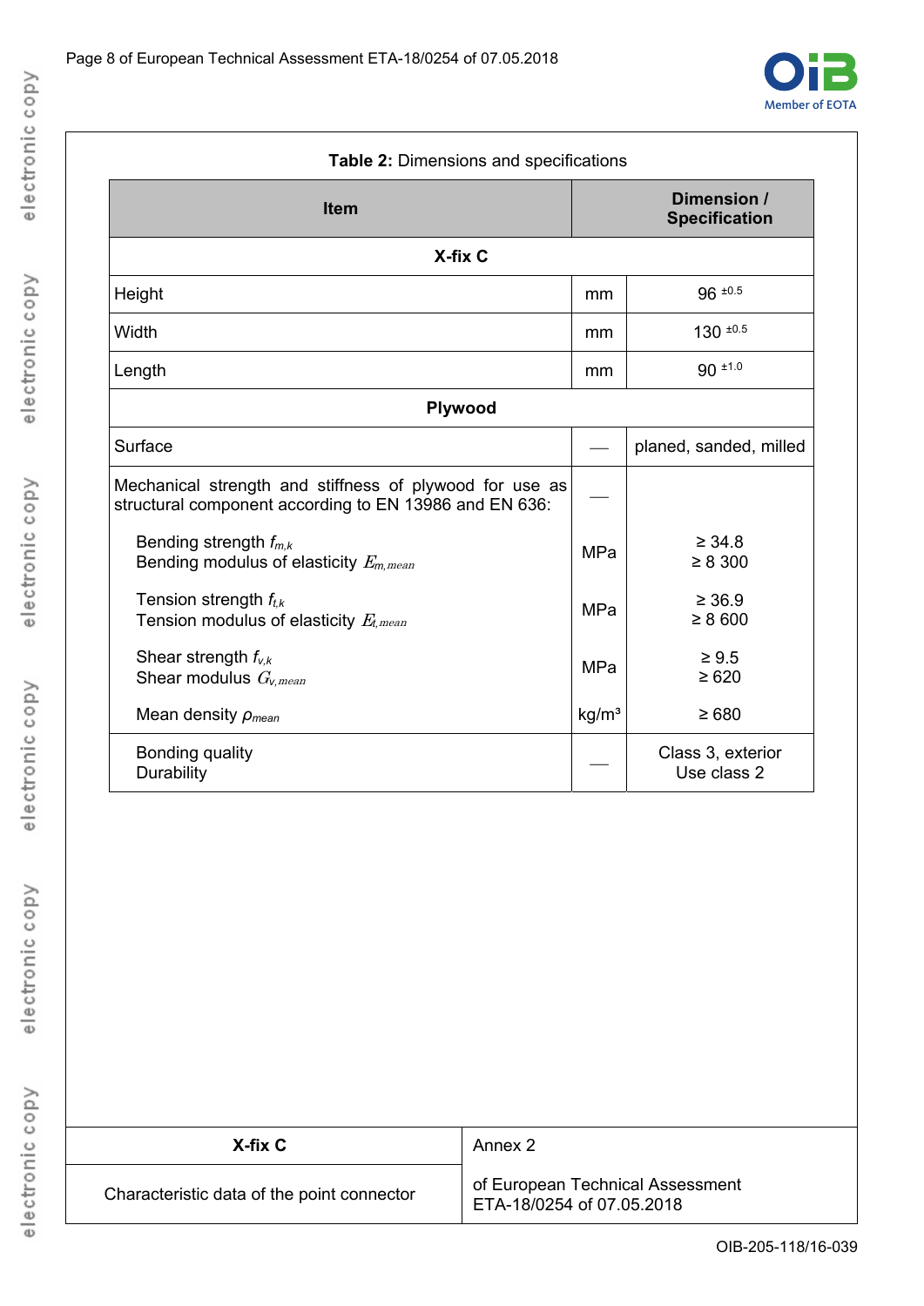**Table 2:** Dimensions and specifications

| Item | | Dimension / Specification |
|---|---|---|
| **X-fix C** | | |
| Height | mm | 96 $^{\pm 0.5}$ |
| Width | mm | 130 $^{\pm 0.5}$ |
| Length | mm | 90 $^{\pm 1.0}$ |
| **Plywood** | | |
| Surface | — | planed, sanded, milled |
| Mechanical strength and stiffness of plywood for use as structural component according to EN 13986 and EN 636: | — | |
| Bending strength $f_{m,k}$<br>Bending modulus of elasticity $E_{m,mean}$ | MPa | ≥ 34.8<br>≥ 8 300 |
| Tension strength $f_{t,k}$<br>Tension modulus of elasticity $E_{t,mean}$ | MPa | ≥ 36.9<br>≥ 8 600 |
| Shear strength $f_{v,k}$<br>Shear modulus $G_{v,mean}$ | MPa | ≥ 9.5<br>≥ 620 |
| Mean density $\rho_{mean}$ | kg/m³ | ≥ 680 |
| Bonding quality<br>Durability | — | Class 3, exterior<br>Use class 2 |

| X-fix C | Annex 2 |
|---|---|
| Characteristic data of the point connector | of European Technical Assessment ETA-18/0254 of 07.05.2018 |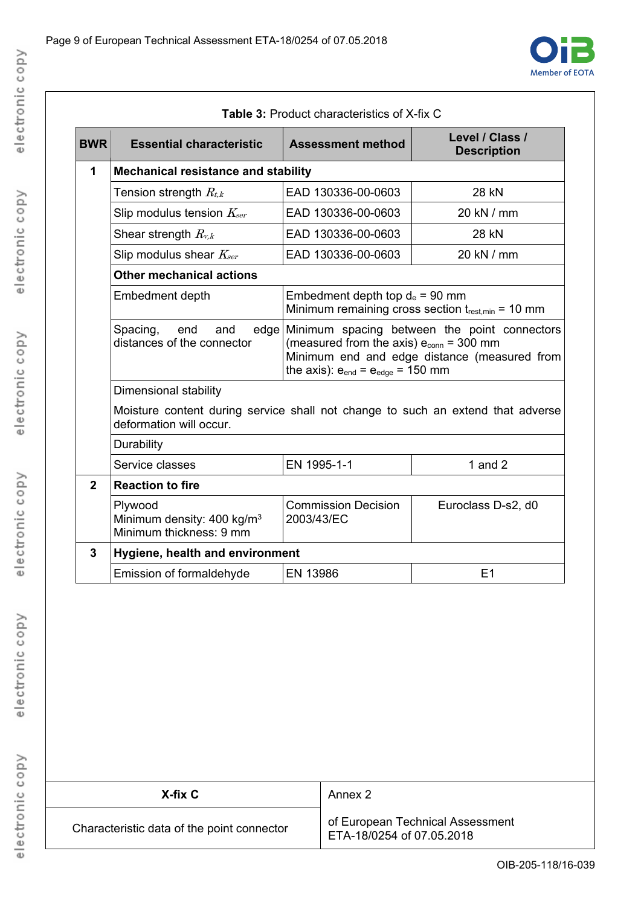**Table 3:** Product characteristics of X-fix C

| BWR | Essential characteristic | Assessment method | Level / Class / Description |
|---|---|---|---|
| 1 | **Mechanical resistance and stability** | | |
| | Tension strength $R_{t,k}$ | EAD 130336-00-0603 | 28 kN |
| | Slip modulus tension $K_{ser}$ | EAD 130336-00-0603 | 20 kN / mm |
| | Shear strength $R_{v,k}$ | EAD 130336-00-0603 | 28 kN |
| | Slip modulus shear $K_{ser}$ | EAD 130336-00-0603 | 20 kN / mm |
| | **Other mechanical actions** | | |
| | Embedment depth | Embedment depth top $d_e$ = 90 mm<br>Minimum remaining cross section $t_{rest,min}$ = 10 mm | |
| | Spacing, end and edge distances of the connector | Minimum spacing between the point connectors (measured from the axis) $e_{conn}$ = 300 mm<br>Minimum end and edge distance (measured from the axis): $e_{end}$ = $e_{edge}$ = 150 mm | |
| | Dimensional stability<br>Moisture content during service shall not change to such an extend that adverse deformation will occur. | | |
| | Durability | | |
| | Service classes | EN 1995-1-1 | 1 and 2 |
| 2 | **Reaction to fire** | | |
| | Plywood<br>Minimum density: 400 kg/m³<br>Minimum thickness: 9 mm | Commission Decision 2003/43/EC | Euroclass D-s2, d0 |
| 3 | **Hygiene, health and environment** | | |
| | Emission of formaldehyde | EN 13986 | E1 |

| **X-fix C** | Annex 2 |
|---|---|
| Characteristic data of the point connector | of European Technical Assessment ETA-18/0254 of 07.05.2018 |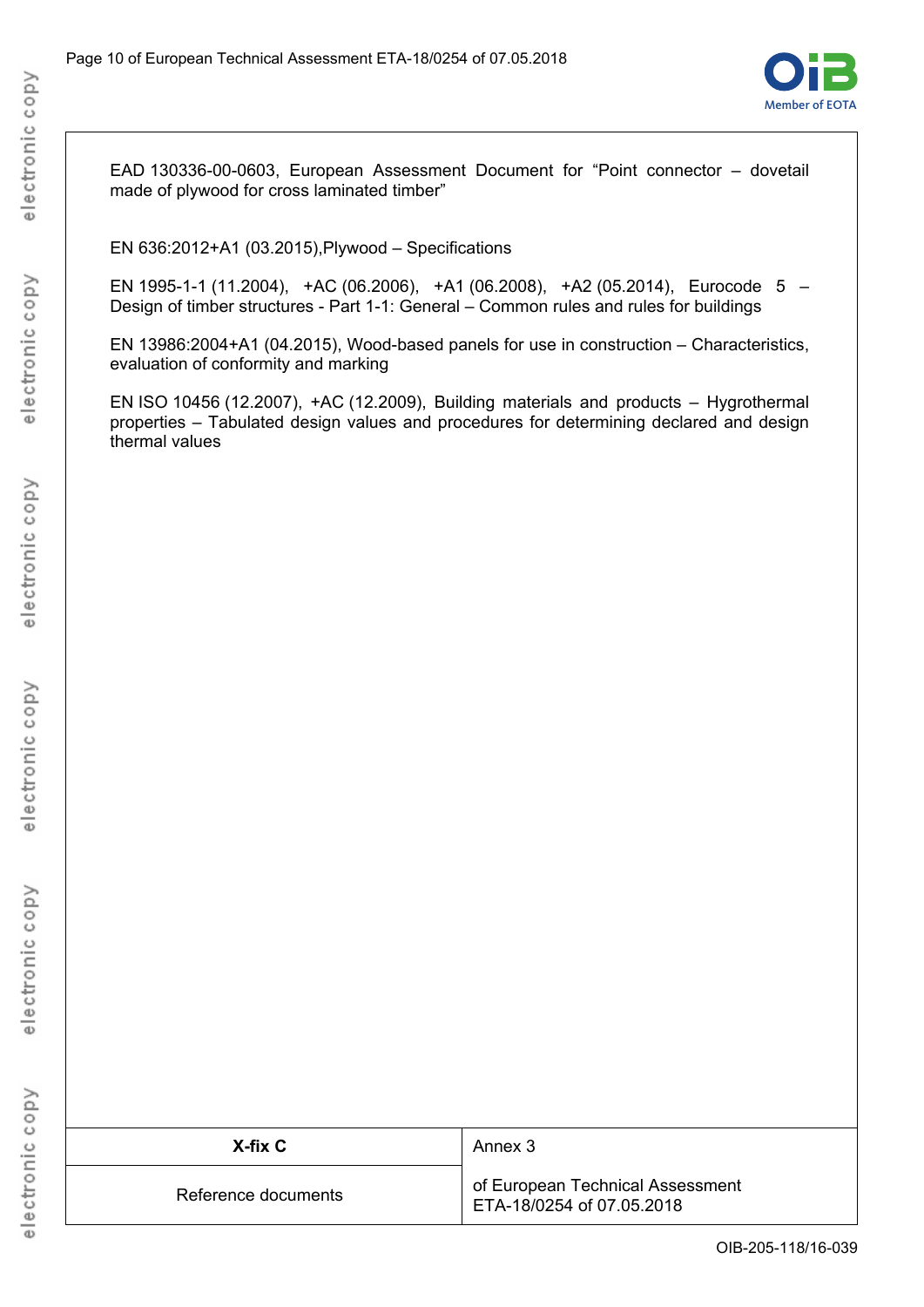EAD 130336-00-0603, European Assessment Document for “Point connector – dovetail made of plywood for cross laminated timber”

EN 636:2012+A1 (03.2015),Plywood – Specifications

EN 1995-1-1 (11.2004), +AC (06.2006), +A1 (06.2008), +A2 (05.2014), Eurocode 5 – Design of timber structures - Part 1-1: General – Common rules and rules for buildings

EN 13986:2004+A1 (04.2015), Wood-based panels for use in construction – Characteristics, evaluation of conformity and marking

EN ISO 10456 (12.2007), +AC (12.2009), Building materials and products – Hygrothermal properties – Tabulated design values and procedures for determining declared and design thermal values

| | |
|---|---|
| **X-fix C** | Annex 3 |
| Reference documents | of European Technical Assessment ETA-18/0254 of 07.05.2018 |